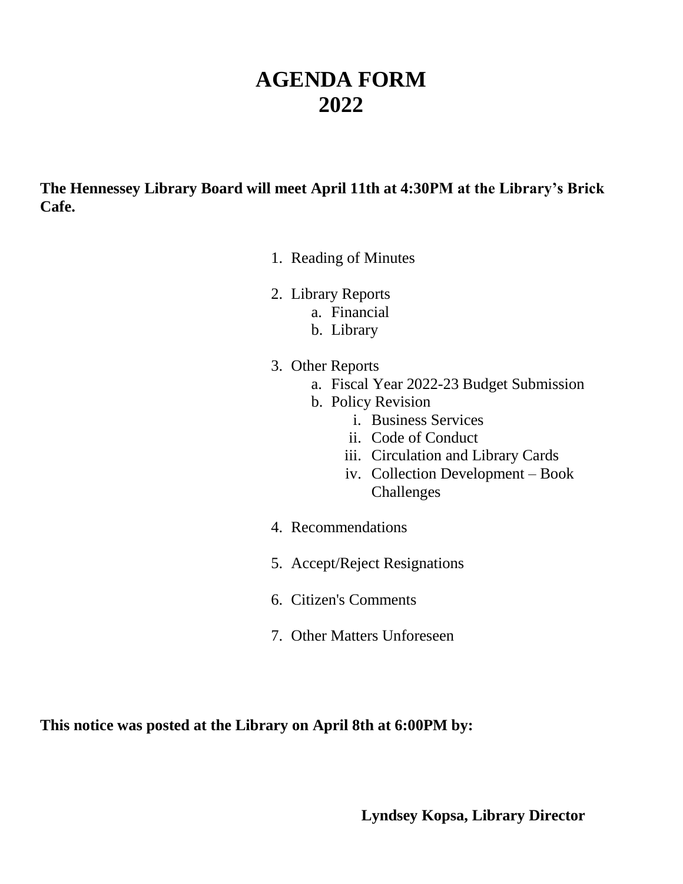# AGENDA FORM
# 2022

**The Hennessey Library Board will meet April 11th at 4:30PM at the Library's Brick Cafe.**

1. Reading of Minutes

2. Library Reports
    a. Financial
    b. Library

3. Other Reports
    a. Fiscal Year 2022-23 Budget Submission
    b. Policy Revision
        i. Business Services
        ii. Code of Conduct
        iii. Circulation and Library Cards
        iv. Collection Development – Book Challenges

4. Recommendations

5. Accept/Reject Resignations

6. Citizen's Comments

7. Other Matters Unforeseen

**This notice was posted at the Library on April 8th at 6:00PM by:**

**Lyndsey Kopsa, Library Director**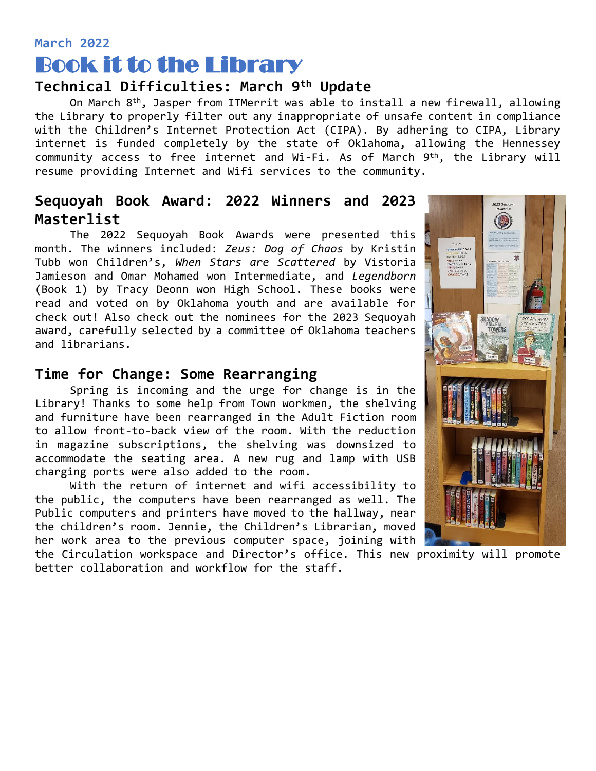March 2022

# Book it to the Library

## Technical Difficulties: March 9th Update

On March 8th, Jasper from ITMerrit was able to install a new firewall, allowing the Library to properly filter out any inappropriate of unsafe content in compliance with the Children's Internet Protection Act (CIPA). By adhering to CIPA, Library internet is funded completely by the state of Oklahoma, allowing the Hennessey community access to free internet and Wi-Fi. As of March 9th, the Library will resume providing Internet and Wifi services to the community.

## Sequoyah Book Award: 2022 Winners and 2023 Masterlist

The 2022 Sequoyah Book Awards were presented this month. The winners included: *Zeus: Dog of Chaos* by Kristin Tubb won Children's, *When Stars are Scattered* by Vistoria Jamieson and Omar Mohamed won Intermediate, and *Legendborn* (Book 1) by Tracy Deonn won High School. These books were read and voted on by Oklahoma youth and are available for check out! Also check out the nominees for the 2023 Sequoyah award, carefully selected by a committee of Oklahoma teachers and librarians.

## Time for Change: Some Rearranging

Spring is incoming and the urge for change is in the Library! Thanks to some help from Town workmen, the shelving and furniture have been rearranged in the Adult Fiction room to allow front-to-back view of the room. With the reduction in magazine subscriptions, the shelving was downsized to accommodate the seating area. A new rug and lamp with USB charging ports were also added to the room.

With the return of internet and wifi accessibility to the public, the computers have been rearranged as well. The Public computers and printers have moved to the hallway, near the children's room. Jennie, the Children's Librarian, moved her work area to the previous computer space, joining with the Circulation workspace and Director's office. This new proximity will promote better collaboration and workflow for the staff.